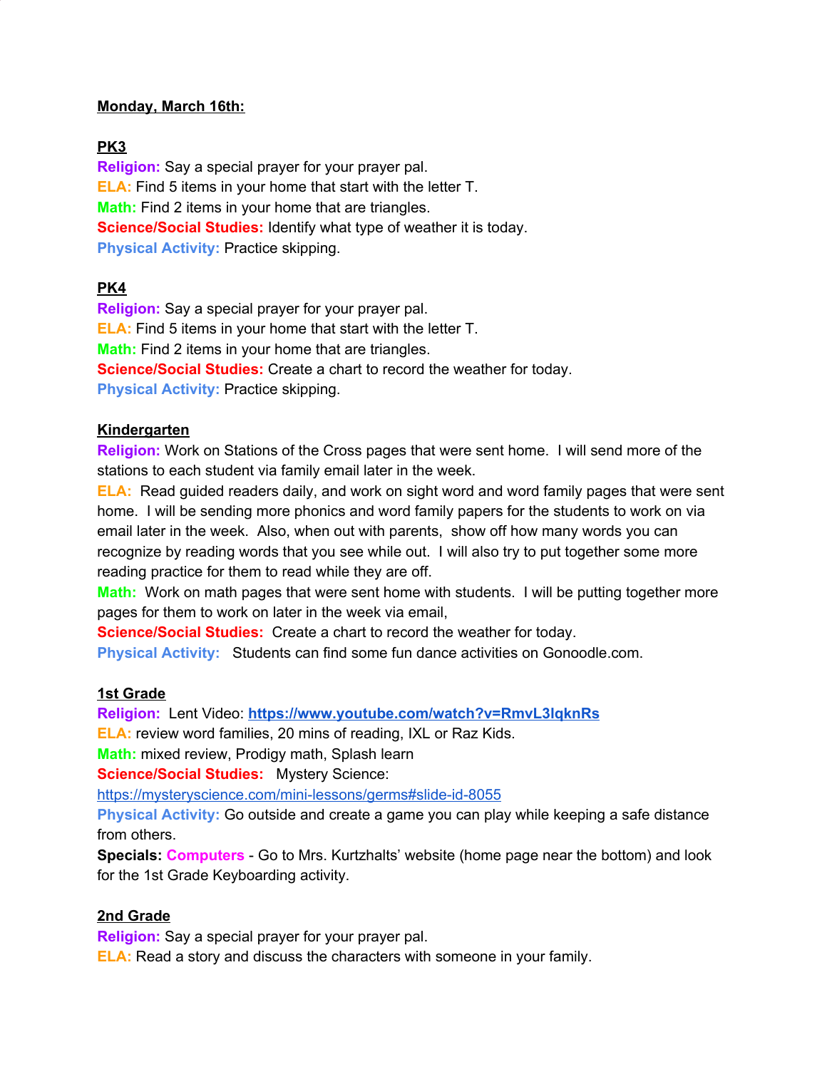**Monday, March 16th:**

**PK3**

**Religion:** Say a special prayer for your prayer pal.
**ELA:** Find 5 items in your home that start with the letter T.
**Math:** Find 2 items in your home that are triangles.
**Science/Social Studies:** Identify what type of weather it is today.
**Physical Activity:** Practice skipping.

**PK4**

**Religion:** Say a special prayer for your prayer pal.
**ELA:** Find 5 items in your home that start with the letter T.
**Math:** Find 2 items in your home that are triangles.
**Science/Social Studies:** Create a chart to record the weather for today.
**Physical Activity:** Practice skipping.

**Kindergarten**

**Religion:** Work on Stations of the Cross pages that were sent home. I will send more of the stations to each student via family email later in the week.
**ELA:** Read guided readers daily, and work on sight word and word family pages that were sent home. I will be sending more phonics and word family papers for the students to work on via email later in the week. Also, when out with parents, show off how many words you can recognize by reading words that you see while out. I will also try to put together some more reading practice for them to read while they are off.
**Math:** Work on math pages that were sent home with students. I will be putting together more pages for them to work on later in the week via email,
**Science/Social Studies:** Create a chart to record the weather for today.
**Physical Activity:** Students can find some fun dance activities on Gonoodle.com.

**1st Grade**

**Religion:** Lent Video: **https://www.youtube.com/watch?v=RmvL3lqknRs**
**ELA:** review word families, 20 mins of reading, IXL or Raz Kids.
**Math:** mixed review, Prodigy math, Splash learn
**Science/Social Studies:** Mystery Science: https://mysteryscience.com/mini-lessons/germs#slide-id-8055
**Physical Activity:** Go outside and create a game you can play while keeping a safe distance from others.
**Specials: Computers** - Go to Mrs. Kurtzhalts' website (home page near the bottom) and look for the 1st Grade Keyboarding activity.

**2nd Grade**

**Religion:** Say a special prayer for your prayer pal.
**ELA:** Read a story and discuss the characters with someone in your family.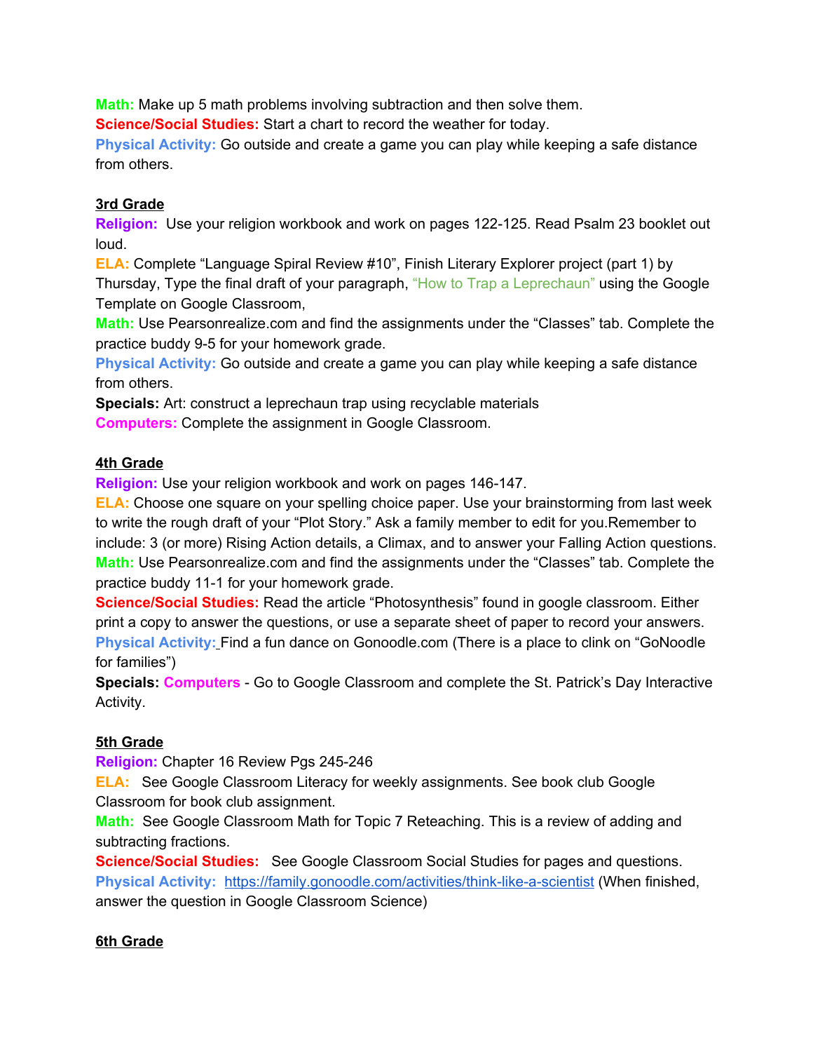**Math:** Make up 5 math problems involving subtraction and then solve them.
**Science/Social Studies:** Start a chart to record the weather for today.
**Physical Activity:** Go outside and create a game you can play while keeping a safe distance from others.

**3rd Grade**

**Religion:** Use your religion workbook and work on pages 122-125. Read Psalm 23 booklet out loud.
**ELA:** Complete "Language Spiral Review #10", Finish Literary Explorer project (part 1) by Thursday, Type the final draft of your paragraph, "How to Trap a Leprechaun" using the Google Template on Google Classroom,
**Math:** Use Pearsonrealize.com and find the assignments under the "Classes" tab. Complete the practice buddy 9-5 for your homework grade.
**Physical Activity:** Go outside and create a game you can play while keeping a safe distance from others.
**Specials:** Art: construct a leprechaun trap using recyclable materials
**Computers:** Complete the assignment in Google Classroom.

**4th Grade**

**Religion:** Use your religion workbook and work on pages 146-147.
**ELA:** Choose one square on your spelling choice paper. Use your brainstorming from last week to write the rough draft of your "Plot Story." Ask a family member to edit for you.Remember to include: 3 (or more) Rising Action details, a Climax, and to answer your Falling Action questions.
**Math:** Use Pearsonrealize.com and find the assignments under the "Classes" tab. Complete the practice buddy 11-1 for your homework grade.
**Science/Social Studies:** Read the article "Photosynthesis" found in google classroom. Either print a copy to answer the questions, or use a separate sheet of paper to record your answers.
**Physical Activity:** Find a fun dance on Gonoodle.com (There is a place to clink on "GoNoodle for families")
**Specials: Computers** - Go to Google Classroom and complete the St. Patrick's Day Interactive Activity.

**5th Grade**

**Religion:** Chapter 16 Review Pgs 245-246
**ELA:** See Google Classroom Literacy for weekly assignments. See book club Google Classroom for book club assignment.
**Math:** See Google Classroom Math for Topic 7 Reteaching. This is a review of adding and subtracting fractions.
**Science/Social Studies:** See Google Classroom Social Studies for pages and questions.
**Physical Activity:** https://family.gonoodle.com/activities/think-like-a-scientist (When finished, answer the question in Google Classroom Science)

**6th Grade**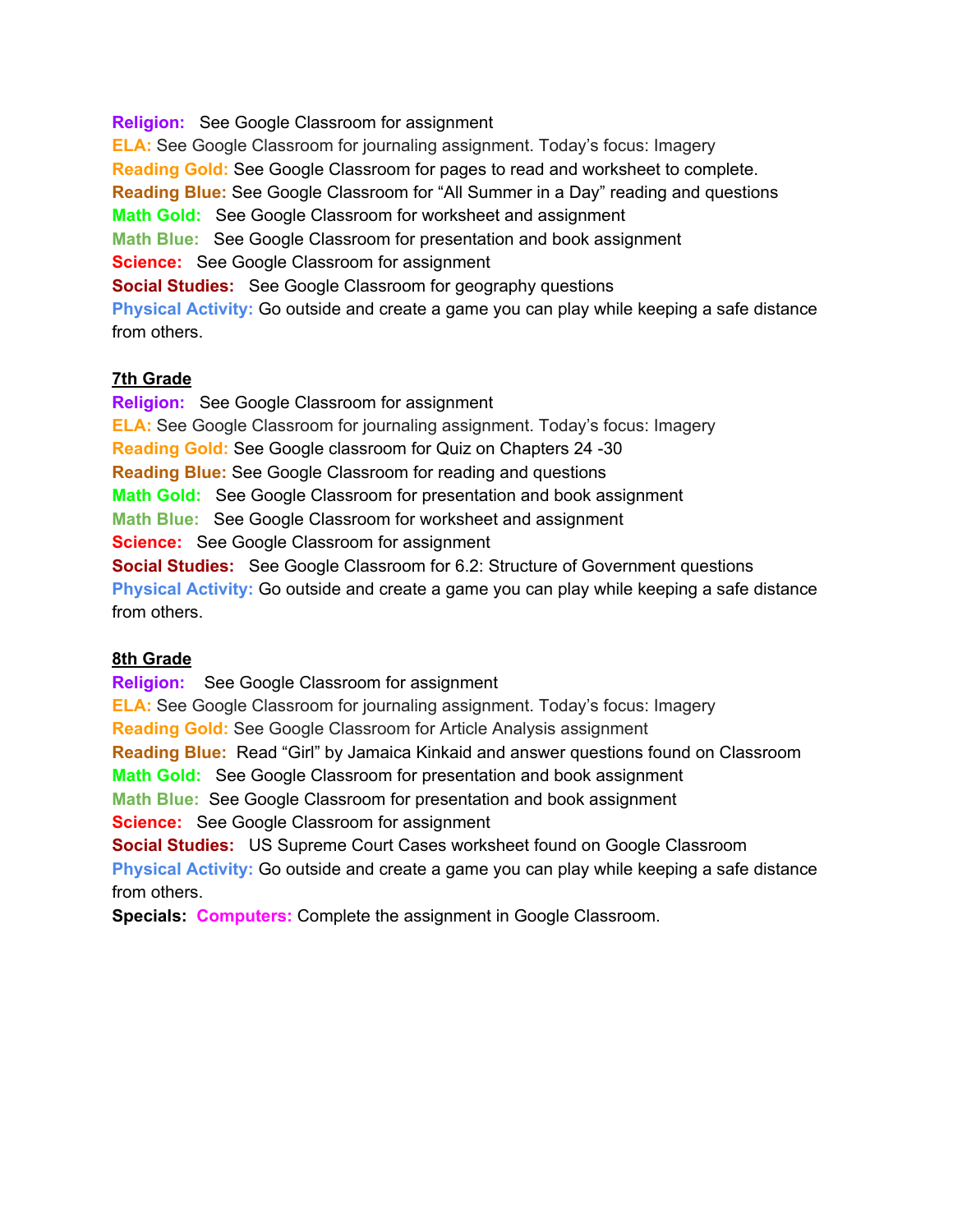**Religion:** See Google Classroom for assignment
**ELA:** See Google Classroom for journaling assignment. Today's focus: Imagery
**Reading Gold:** See Google Classroom for pages to read and worksheet to complete.
**Reading Blue:** See Google Classroom for "All Summer in a Day" reading and questions
**Math Gold:** See Google Classroom for worksheet and assignment
**Math Blue:** See Google Classroom for presentation and book assignment
**Science:** See Google Classroom for assignment
**Social Studies:** See Google Classroom for geography questions
**Physical Activity:** Go outside and create a game you can play while keeping a safe distance from others.

## 7th Grade

**Religion:** See Google Classroom for assignment
**ELA:** See Google Classroom for journaling assignment. Today's focus: Imagery
**Reading Gold:** See Google classroom for Quiz on Chapters 24 -30
**Reading Blue:** See Google Classroom for reading and questions
**Math Gold:** See Google Classroom for presentation and book assignment
**Math Blue:** See Google Classroom for worksheet and assignment
**Science:** See Google Classroom for assignment
**Social Studies:** See Google Classroom for 6.2: Structure of Government questions
**Physical Activity:** Go outside and create a game you can play while keeping a safe distance from others.

## 8th Grade

**Religion:** See Google Classroom for assignment
**ELA:** See Google Classroom for journaling assignment. Today's focus: Imagery
**Reading Gold:** See Google Classroom for Article Analysis assignment
**Reading Blue:** Read "Girl" by Jamaica Kinkaid and answer questions found on Classroom
**Math Gold:** See Google Classroom for presentation and book assignment
**Math Blue:** See Google Classroom for presentation and book assignment
**Science:** See Google Classroom for assignment
**Social Studies:** US Supreme Court Cases worksheet found on Google Classroom
**Physical Activity:** Go outside and create a game you can play while keeping a safe distance from others.
**Specials:** **Computers:** Complete the assignment in Google Classroom.